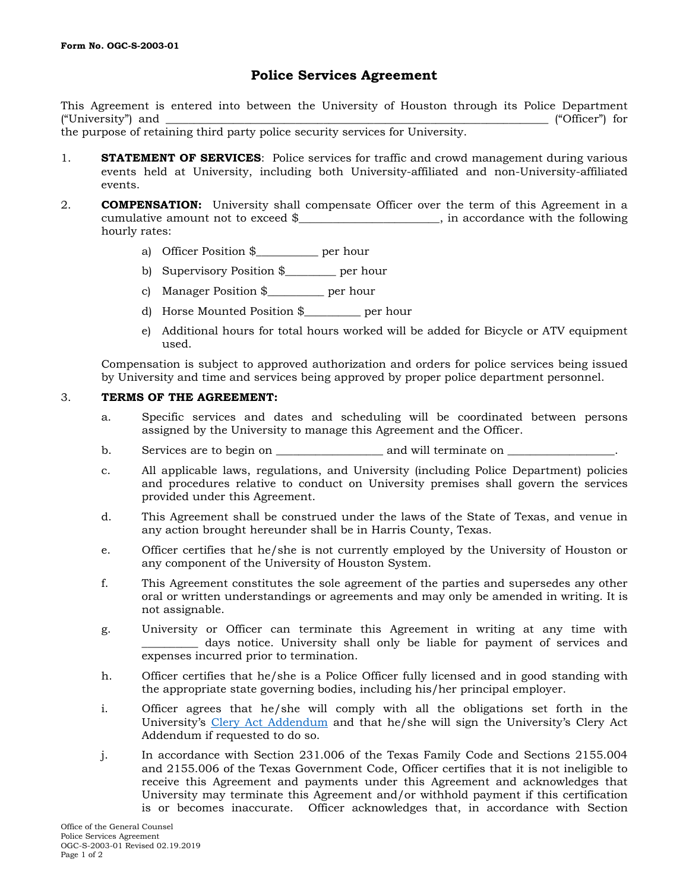Form No. OGC-S-2003-01

# Police Services Agreement

This Agreement is entered into between the University of Houston through its Police Department ("University") and ____________________________________________________________ ("Officer") for the purpose of retaining third party police security services for University.

1. **STATEMENT OF SERVICES**: Police services for traffic and crowd management during various events held at University, including both University-affiliated and non-University-affiliated events.

2. **COMPENSATION:** University shall compensate Officer over the term of this Agreement in a cumulative amount not to exceed $______________________, in accordance with the following hourly rates:

   a) Officer Position $__________ per hour

   b) Supervisory Position $________ per hour

   c) Manager Position $_________ per hour

   d) Horse Mounted Position $_________ per hour

   e) Additional hours for total hours worked will be added for Bicycle or ATV equipment used.

   Compensation is subject to approved authorization and orders for police services being issued by University and time and services being approved by proper police department personnel.

3. **TERMS OF THE AGREEMENT:**

   a. Specific services and dates and scheduling will be coordinated between persons assigned by the University to manage this Agreement and the Officer.

   b. Services are to begin on _________________ and will terminate on _________________.

   c. All applicable laws, regulations, and University (including Police Department) policies and procedures relative to conduct on University premises shall govern the services provided under this Agreement.

   d. This Agreement shall be construed under the laws of the State of Texas, and venue in any action brought hereunder shall be in Harris County, Texas.

   e. Officer certifies that he/she is not currently employed by the University of Houston or any component of the University of Houston System.

   f. This Agreement constitutes the sole agreement of the parties and supersedes any other oral or written understandings or agreements and may only be amended in writing. It is not assignable.

   g. University or Officer can terminate this Agreement in writing at any time with _________ days notice. University shall only be liable for payment of services and expenses incurred prior to termination.

   h. Officer certifies that he/she is a Police Officer fully licensed and in good standing with the appropriate state governing bodies, including his/her principal employer.

   i. Officer agrees that he/she will comply with all the obligations set forth in the University's Clery Act Addendum and that he/she will sign the University's Clery Act Addendum if requested to do so.

   j. In accordance with Section 231.006 of the Texas Family Code and Sections 2155.004 and 2155.006 of the Texas Government Code, Officer certifies that it is not ineligible to receive this Agreement and payments under this Agreement and acknowledges that University may terminate this Agreement and/or withhold payment if this certification is or becomes inaccurate. Officer acknowledges that, in accordance with Section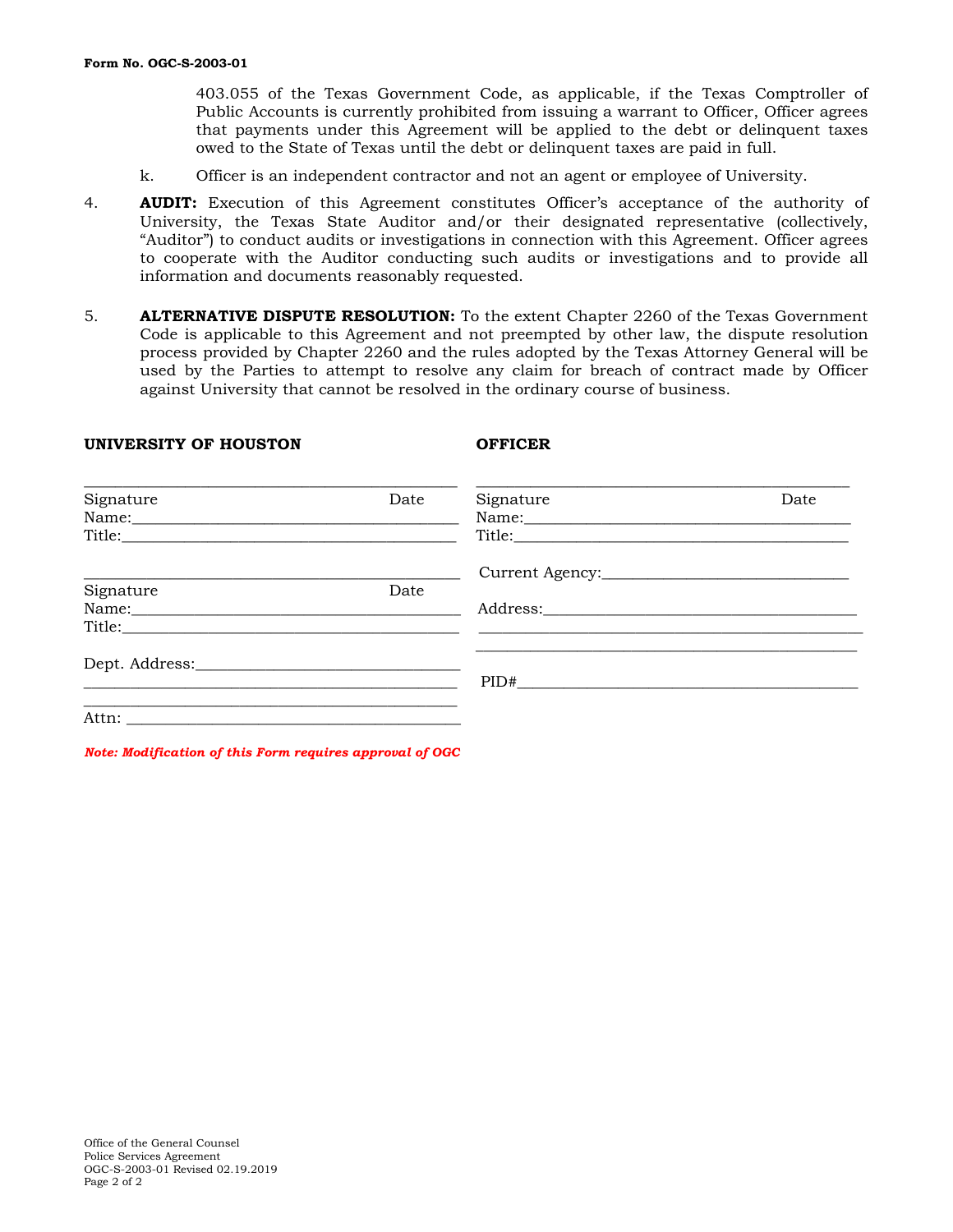403.055 of the Texas Government Code, as applicable, if the Texas Comptroller of Public Accounts is currently prohibited from issuing a warrant to Officer, Officer agrees that payments under this Agreement will be applied to the debt or delinquent taxes owed to the State of Texas until the debt or delinquent taxes are paid in full.

k. Officer is an independent contractor and not an agent or employee of University.

4. **AUDIT:** Execution of this Agreement constitutes Officer's acceptance of the authority of University, the Texas State Auditor and/or their designated representative (collectively, "Auditor") to conduct audits or investigations in connection with this Agreement. Officer agrees to cooperate with the Auditor conducting such audits or investigations and to provide all information and documents reasonably requested.

5. **ALTERNATIVE DISPUTE RESOLUTION:** To the extent Chapter 2260 of the Texas Government Code is applicable to this Agreement and not preempted by other law, the dispute resolution process provided by Chapter 2260 and the rules adopted by the Texas Attorney General will be used by the Parties to attempt to resolve any claim for breach of contract made by Officer against University that cannot be resolved in the ordinary course of business.

**UNIVERSITY OF HOUSTON**

______________________________________________
Signature                                                      Date
Name:_________________________________________
Title:__________________________________________

______________________________________________
Signature                                                      Date
Name:_________________________________________
Title:__________________________________________

Dept. Address:_________________________________
______________________________________________
______________________________________________
Attn: _________________________________________

**OFFICER**

______________________________________________
Signature                                                      Date
Name:_________________________________________
Title:__________________________________________

Current Agency:_________________________________

Address:_______________________________________
______________________________________________
______________________________________________

PID#__________________________________________

***Note: Modification of this Form requires approval of OGC***